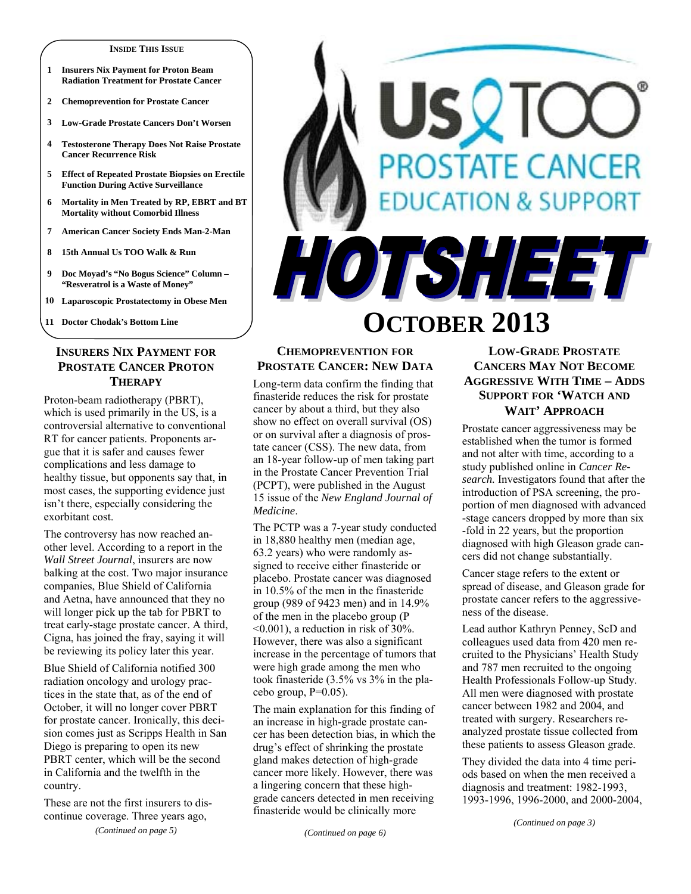**INSIDE THIS ISSUE**

1 **Insurers Nix Payment for Proton Beam Radiation Treatment for Prostate Cancer**

2 **Chemoprevention for Prostate Cancer**

3 **Low-Grade Prostate Cancers Don't Worsen**

4 **Testosterone Therapy Does Not Raise Prostate Cancer Recurrence Risk**

5 **Effect of Repeated Prostate Biopsies on Erectile Function During Active Surveillance**

6 **Mortality in Men Treated by RP, EBRT and BT Mortality without Comorbid Illness**

7 **American Cancer Society Ends Man-2-Man**

8 **15th Annual Us TOO Walk & Run**

9 **Doc Moyad's "No Bogus Science" Column – "Resveratrol is a Waste of Money"**

10 **Laparoscopic Prostatectomy in Obese Men**

11 **Doctor Chodak's Bottom Line**

Us TOO® PROSTATE CANCER EDUCATION & SUPPORT

# HOTSHEET

# OCTOBER 2013

## INSURERS NIX PAYMENT FOR PROSTATE CANCER PROTON THERAPY

Proton-beam radiotherapy (PBRT), which is used primarily in the US, is a controversial alternative to conventional RT for cancer patients. Proponents argue that it is safer and causes fewer complications and less damage to healthy tissue, but opponents say that, in most cases, the supporting evidence just isn't there, especially considering the exorbitant cost.

The controversy has now reached another level. According to a report in the *Wall Street Journal*, insurers are now balking at the cost. Two major insurance companies, Blue Shield of California and Aetna, have announced that they no will longer pick up the tab for PBRT to treat early-stage prostate cancer. A third, Cigna, has joined the fray, saying it will be reviewing its policy later this year.

Blue Shield of California notified 300 radiation oncology and urology practices in the state that, as of the end of October, it will no longer cover PBRT for prostate cancer. Ironically, this decision comes just as Scripps Health in San Diego is preparing to open its new PBRT center, which will be the second in California and the twelfth in the country.

These are not the first insurers to discontinue coverage. Three years ago,

*(Continued on page 5)*

## CHEMOPREVENTION FOR PROSTATE CANCER: NEW DATA

Long-term data confirm the finding that finasteride reduces the risk for prostate cancer by about a third, but they also show no effect on overall survival (OS) or on survival after a diagnosis of prostate cancer (CSS). The new data, from an 18-year follow-up of men taking part in the Prostate Cancer Prevention Trial (PCPT), were published in the August 15 issue of the *New England Journal of Medicine*.

The PCTP was a 7-year study conducted in 18,880 healthy men (median age, 63.2 years) who were randomly assigned to receive either finasteride or placebo. Prostate cancer was diagnosed in 10.5% of the men in the finasteride group (989 of 9423 men) and in 14.9% of the men in the placebo group ($P < 0.001$), a reduction in risk of 30%. However, there was also a significant increase in the percentage of tumors that were high grade among the men who took finasteride (3.5% vs 3% in the placebo group, $P=0.05$).

The main explanation for this finding of an increase in high-grade prostate cancer has been detection bias, in which the drug's effect of shrinking the prostate gland makes detection of high-grade cancer more likely. However, there was a lingering concern that these high-grade cancers detected in men receiving finasteride would be clinically more

*(Continued on page 6)*

## LOW-GRADE PROSTATE CANCERS MAY NOT BECOME AGGRESSIVE WITH TIME – ADDS SUPPORT FOR 'WATCH AND WAIT' APPROACH

Prostate cancer aggressiveness may be established when the tumor is formed and not alter with time, according to a study published online in *Cancer Research.* Investigators found that after the introduction of PSA screening, the proportion of men diagnosed with advanced-stage cancers dropped by more than six-fold in 22 years, but the proportion diagnosed with high Gleason grade cancers did not change substantially.

Cancer stage refers to the extent or spread of disease, and Gleason grade for prostate cancer refers to the aggressiveness of the disease.

Lead author Kathryn Penney, ScD and colleagues used data from 420 men recruited to the Physicians' Health Study and 787 men recruited to the ongoing Health Professionals Follow-up Study. All men were diagnosed with prostate cancer between 1982 and 2004, and treated with surgery. Researchers reanalyzed prostate tissue collected from these patients to assess Gleason grade.

They divided the data into 4 time periods based on when the men received a diagnosis and treatment: 1982-1993, 1993-1996, 1996-2000, and 2000-2004,

*(Continued on page 3)*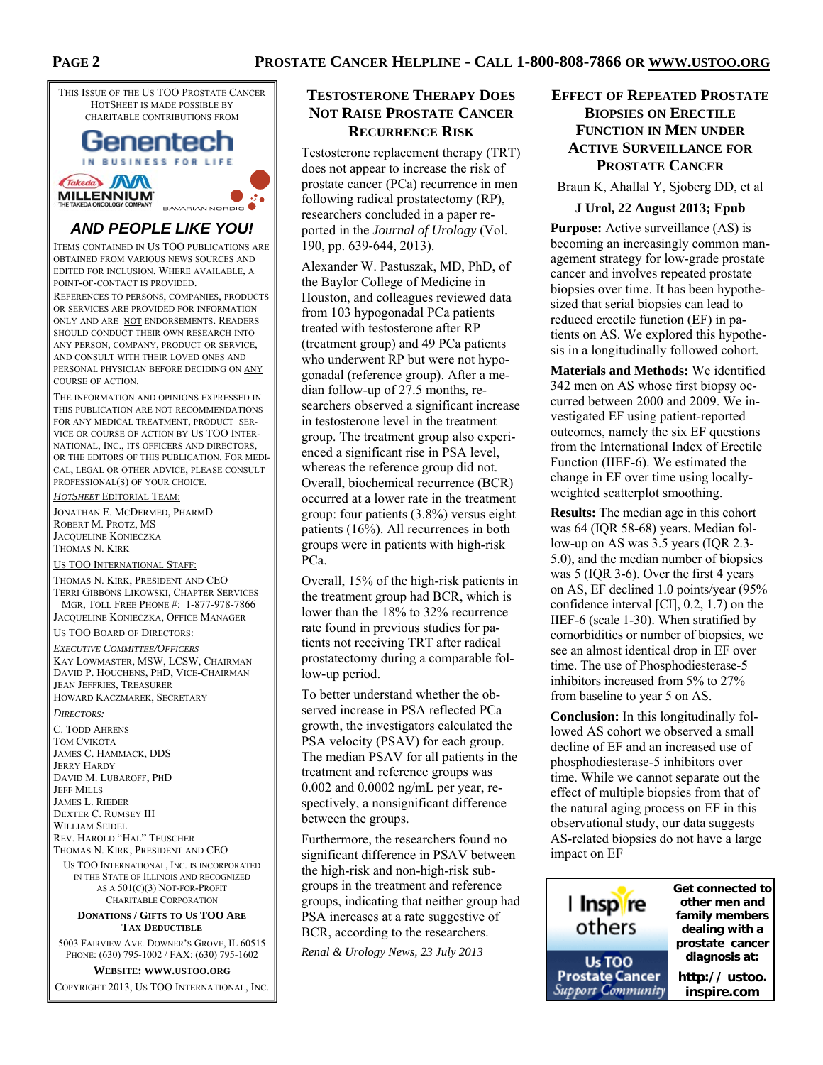This issue of the Us TOO Prostate Cancer HotSheet is made possible by charitable contributions from

Genentech
IN BUSINESS FOR LIFE

Takeda MILLENNIUM
THE TAKEDA ONCOLOGY COMPANY

BAVARIAN NORDIC

***AND PEOPLE LIKE YOU!***

Items contained in Us TOO publications are obtained from various news sources and edited for inclusion. Where available, a point-of-contact is provided.

References to persons, companies, products or services are provided for information only and are not endorsements. Readers should conduct their own research into any person, company, product or service, and consult with their loved ones and personal physician before deciding on any course of action.

The information and opinions expressed in this publication are not recommendations for any medical treatment, product service or course of action by Us TOO International, Inc., its officers and directors, or the editors of this publication. For medical, legal or other advice, please consult professional(s) of your choice.

*HotSheet* Editorial Team:

Jonathan E. McDermed, PharmD
Robert M. Protz, MS
Jacqueline Konieczka
Thomas N. Kirk

Us TOO International Staff:

Thomas N. Kirk, President and CEO
Terri Gibbons Likowski, Chapter Services Mgr, Toll Free Phone #: 1-877-978-7866
Jacqueline Konieczka, Office Manager

Us TOO Board of Directors:

*Executive Committee/Officers*
Kay Lowmaster, MSW, LCSW, Chairman
David P. Houchens, PhD, Vice-Chairman
Jean Jeffries, Treasurer
Howard Kaczmarek, Secretary

*Directors:*
C. Todd Ahrens
Tom Cvikota
James C. Hammack, DDS
Jerry Hardy
David M. Lubaroff, PhD
Jeff Mills
James L. Rieder
Dexter C. Rumsey III
William Seidel
Rev. Harold "Hal" Teuscher
Thomas N. Kirk, President and CEO

Us TOO International, Inc. is incorporated in the State of Illinois and recognized as a 501(c)(3) Not-for-Profit Charitable Corporation

**Donations / Gifts to Us TOO Are Tax Deductible**

5003 Fairview Ave. Downer's Grove, IL 60515
Phone: (630) 795-1002 / Fax: (630) 795-1602

**Website: www.ustoo.org**

Copyright 2013, Us TOO International, Inc.

## Testosterone Therapy Does Not Raise Prostate Cancer Recurrence Risk

Testosterone replacement therapy (TRT) does not appear to increase the risk of prostate cancer (PCa) recurrence in men following radical prostatectomy (RP), researchers concluded in a paper reported in the *Journal of Urology* (Vol. 190, pp. 639-644, 2013).

Alexander W. Pastuszak, MD, PhD, of the Baylor College of Medicine in Houston, and colleagues reviewed data from 103 hypogonadal PCa patients treated with testosterone after RP (treatment group) and 49 PCa patients who underwent RP but were not hypogonadal (reference group). After a median follow-up of 27.5 months, researchers observed a significant increase in testosterone level in the treatment group. The treatment group also experienced a significant rise in PSA level, whereas the reference group did not. Overall, biochemical recurrence (BCR) occurred at a lower rate in the treatment group: four patients (3.8%) versus eight patients (16%). All recurrences in both groups were in patients with high-risk PCa.

Overall, 15% of the high-risk patients in the treatment group had BCR, which is lower than the 18% to 32% recurrence rate found in previous studies for patients not receiving TRT after radical prostatectomy during a comparable follow-up period.

To better understand whether the observed increase in PSA reflected PCa growth, the investigators calculated the PSA velocity (PSAV) for each group. The median PSAV for all patients in the treatment and reference groups was 0.002 and 0.0002 ng/mL per year, respectively, a nonsignificant difference between the groups.

Furthermore, the researchers found no significant difference in PSAV between the high-risk and non-high-risk subgroups in the treatment and reference groups, indicating that neither group had PSA increases at a rate suggestive of BCR, according to the researchers.

*Renal & Urology News, 23 July 2013*

## Effect of Repeated Prostate Biopsies on Erectile Function in Men under Active Surveillance for Prostate Cancer

Braun K, Ahallal Y, Sjoberg DD, et al

**J Urol, 22 August 2013; Epub**

**Purpose:** Active surveillance (AS) is becoming an increasingly common management strategy for low-grade prostate cancer and involves repeated prostate biopsies over time. It has been hypothesized that serial biopsies can lead to reduced erectile function (EF) in patients on AS. We explored this hypothesis in a longitudinally followed cohort.

**Materials and Methods:** We identified 342 men on AS whose first biopsy occurred between 2000 and 2009. We investigated EF using patient-reported outcomes, namely the six EF questions from the International Index of Erectile Function (IIEF-6). We estimated the change in EF over time using locally-weighted scatterplot smoothing.

**Results:** The median age in this cohort was 64 (IQR 58-68) years. Median follow-up on AS was 3.5 years (IQR 2.3-5.0), and the median number of biopsies was 5 (IQR 3-6). Over the first 4 years on AS, EF declined 1.0 points/year (95% confidence interval [CI], 0.2, 1.7) on the IIEF-6 (scale 1-30). When stratified by comorbidities or number of biopsies, we see an almost identical drop in EF over time. The use of Phosphodiesterase-5 inhibitors increased from 5% to 27% from baseline to year 5 on AS.

**Conclusion:** In this longitudinally followed AS cohort we observed a small decline of EF and an increased use of phosphodiesterase-5 inhibitors over time. While we cannot separate out the effect of multiple biopsies from that of the natural aging process on EF in this observational study, our data suggests AS-related biopsies do not have a large impact on EF

I Inspire others
Us TOO Prostate Cancer Support Community

**Get connected to other men and family members dealing with a prostate cancer diagnosis at: http://ustoo.inspire.com**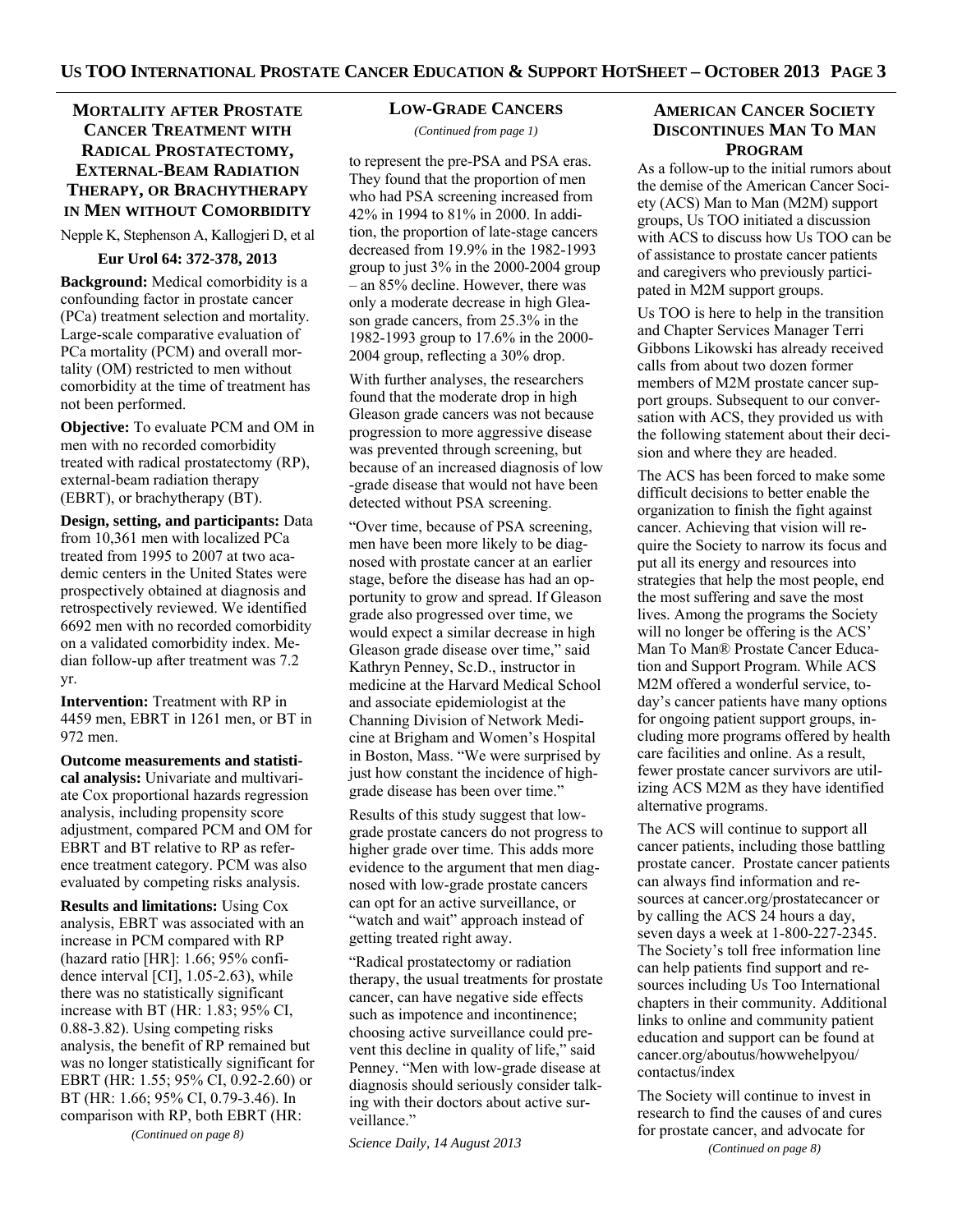## Mortality after Prostate Cancer Treatment with Radical Prostatectomy, External-Beam Radiation Therapy, or Brachytherapy in Men without Comorbidity

Nepple K, Stephenson A, Kallogjeri D, et al

**Eur Urol 64: 372-378, 2013**

**Background:** Medical comorbidity is a confounding factor in prostate cancer (PCa) treatment selection and mortality. Large-scale comparative evaluation of PCa mortality (PCM) and overall mortality (OM) restricted to men without comorbidity at the time of treatment has not been performed.

**Objective:** To evaluate PCM and OM in men with no recorded comorbidity treated with radical prostatectomy (RP), external-beam radiation therapy (EBRT), or brachytherapy (BT).

**Design, setting, and participants:** Data from 10,361 men with localized PCa treated from 1995 to 2007 at two academic centers in the United States were prospectively obtained at diagnosis and retrospectively reviewed. We identified 6692 men with no recorded comorbidity on a validated comorbidity index. Median follow-up after treatment was 7.2 yr.

**Intervention:** Treatment with RP in 4459 men, EBRT in 1261 men, or BT in 972 men.

**Outcome measurements and statistical analysis:** Univariate and multivariate Cox proportional hazards regression analysis, including propensity score adjustment, compared PCM and OM for EBRT and BT relative to RP as reference treatment category. PCM was also evaluated by competing risks analysis.

**Results and limitations:** Using Cox analysis, EBRT was associated with an increase in PCM compared with RP (hazard ratio [HR]: 1.66; 95% confidence interval [CI], 1.05-2.63), while there was no statistically significant increase with BT (HR: 1.83; 95% CI, 0.88-3.82). Using competing risks analysis, the benefit of RP remained but was no longer statistically significant for EBRT (HR: 1.55; 95% CI, 0.92-2.60) or BT (HR: 1.66; 95% CI, 0.79-3.46). In comparison with RP, both EBRT (HR:

*(Continued on page 8)*

## Low-Grade Cancers

*(Continued from page 1)*

to represent the pre-PSA and PSA eras. They found that the proportion of men who had PSA screening increased from 42% in 1994 to 81% in 2000. In addition, the proportion of late-stage cancers decreased from 19.9% in the 1982-1993 group to just 3% in the 2000-2004 group – an 85% decline. However, there was only a moderate decrease in high Gleason grade cancers, from 25.3% in the 1982-1993 group to 17.6% in the 2000-2004 group, reflecting a 30% drop.

With further analyses, the researchers found that the moderate drop in high Gleason grade cancers was not because progression to more aggressive disease was prevented through screening, but because of an increased diagnosis of low-grade disease that would not have been detected without PSA screening.

"Over time, because of PSA screening, men have been more likely to be diagnosed with prostate cancer at an earlier stage, before the disease has had an opportunity to grow and spread. If Gleason grade also progressed over time, we would expect a similar decrease in high Gleason grade disease over time," said Kathryn Penney, Sc.D., instructor in medicine at the Harvard Medical School and associate epidemiologist at the Channing Division of Network Medicine at Brigham and Women's Hospital in Boston, Mass. "We were surprised by just how constant the incidence of high-grade disease has been over time."

Results of this study suggest that low-grade prostate cancers do not progress to higher grade over time. This adds more evidence to the argument that men diagnosed with low-grade prostate cancers can opt for an active surveillance, or "watch and wait" approach instead of getting treated right away.

"Radical prostatectomy or radiation therapy, the usual treatments for prostate cancer, can have negative side effects such as impotence and incontinence; choosing active surveillance could prevent this decline in quality of life," said Penney. "Men with low-grade disease at diagnosis should seriously consider talking with their doctors about active surveillance."

*Science Daily, 14 August 2013*

## American Cancer Society Discontinues Man To Man Program

As a follow-up to the initial rumors about the demise of the American Cancer Society (ACS) Man to Man (M2M) support groups, Us TOO initiated a discussion with ACS to discuss how Us TOO can be of assistance to prostate cancer patients and caregivers who previously participated in M2M support groups.

Us TOO is here to help in the transition and Chapter Services Manager Terri Gibbons Likowski has already received calls from about two dozen former members of M2M prostate cancer support groups. Subsequent to our conversation with ACS, they provided us with the following statement about their decision and where they are headed.

The ACS has been forced to make some difficult decisions to better enable the organization to finish the fight against cancer. Achieving that vision will require the Society to narrow its focus and put all its energy and resources into strategies that help the most people, end the most suffering and save the most lives. Among the programs the Society will no longer be offering is the ACS' Man To Man® Prostate Cancer Education and Support Program. While ACS M2M offered a wonderful service, today's cancer patients have many options for ongoing patient support groups, including more programs offered by health care facilities and online. As a result, fewer prostate cancer survivors are utilizing ACS M2M as they have identified alternative programs.

The ACS will continue to support all cancer patients, including those battling prostate cancer. Prostate cancer patients can always find information and resources at cancer.org/prostatecancer or by calling the ACS 24 hours a day, seven days a week at 1-800-227-2345. The Society's toll free information line can help patients find support and resources including Us Too International chapters in their community. Additional links to online and community patient education and support can be found at cancer.org/aboutus/howwehelpyou/contactus/index

The Society will continue to invest in research to find the causes of and cures for prostate cancer, and advocate for

*(Continued on page 8)*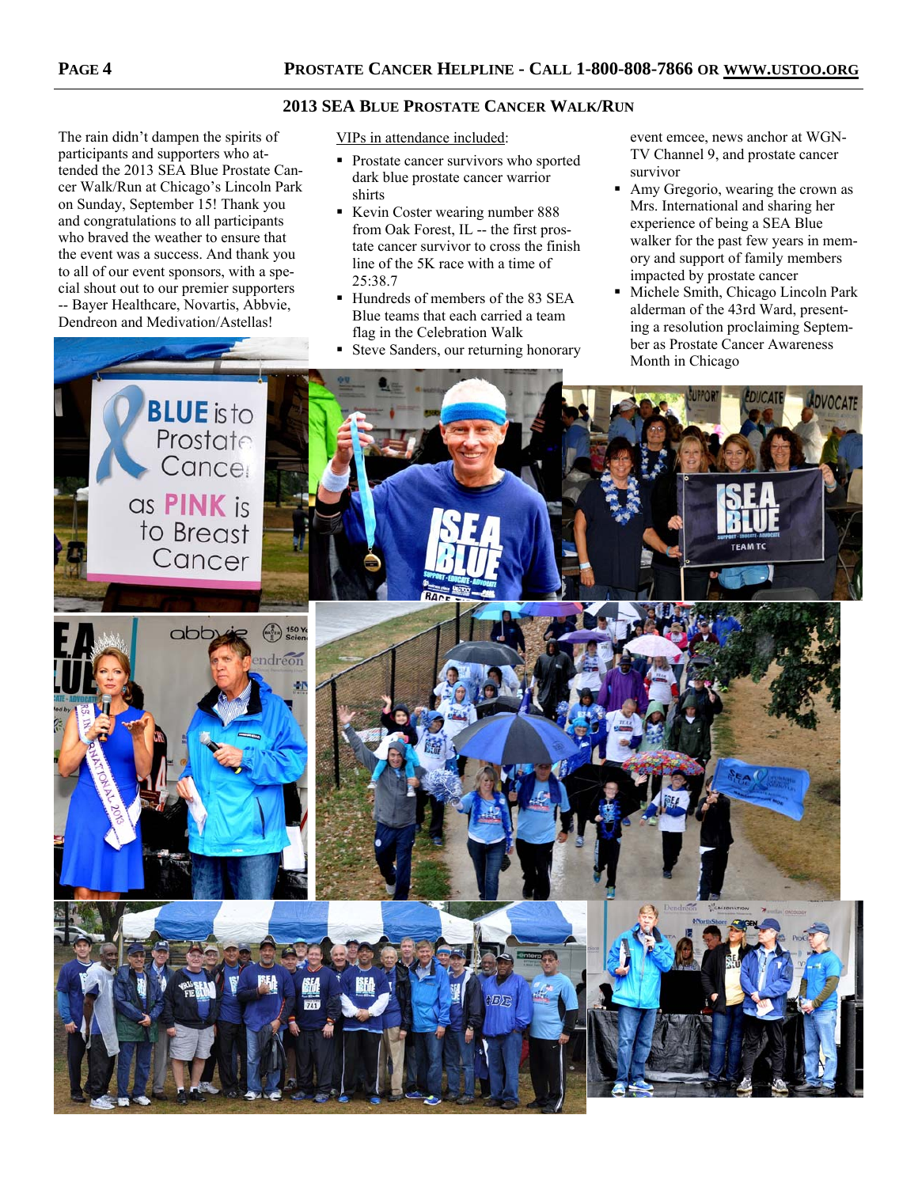## 2013 SEA Blue Prostate Cancer Walk/Run

The rain didn't dampen the spirits of participants and supporters who attended the 2013 SEA Blue Prostate Cancer Walk/Run at Chicago's Lincoln Park on Sunday, September 15! Thank you and congratulations to all participants who braved the weather to ensure that the event was a success. And thank you to all of our event sponsors, with a special shout out to our premier supporters -- Bayer Healthcare, Novartis, Abbvie, Dendreon and Medivation/Astellas!

VIPs in attendance included:

- Prostate cancer survivors who sported dark blue prostate cancer warrior shirts
- Kevin Coster wearing number 888 from Oak Forest, IL -- the first prostate cancer survivor to cross the finish line of the 5K race with a time of 25:38.7
- Hundreds of members of the 83 SEA Blue teams that each carried a team flag in the Celebration Walk
- Steve Sanders, our returning honorary event emcee, news anchor at WGN-TV Channel 9, and prostate cancer survivor
- Amy Gregorio, wearing the crown as Mrs. International and sharing her experience of being a SEA Blue walker for the past few years in memory and support of family members impacted by prostate cancer
- Michele Smith, Chicago Lincoln Park alderman of the 43rd Ward, presenting a resolution proclaiming September as Prostate Cancer Awareness Month in Chicago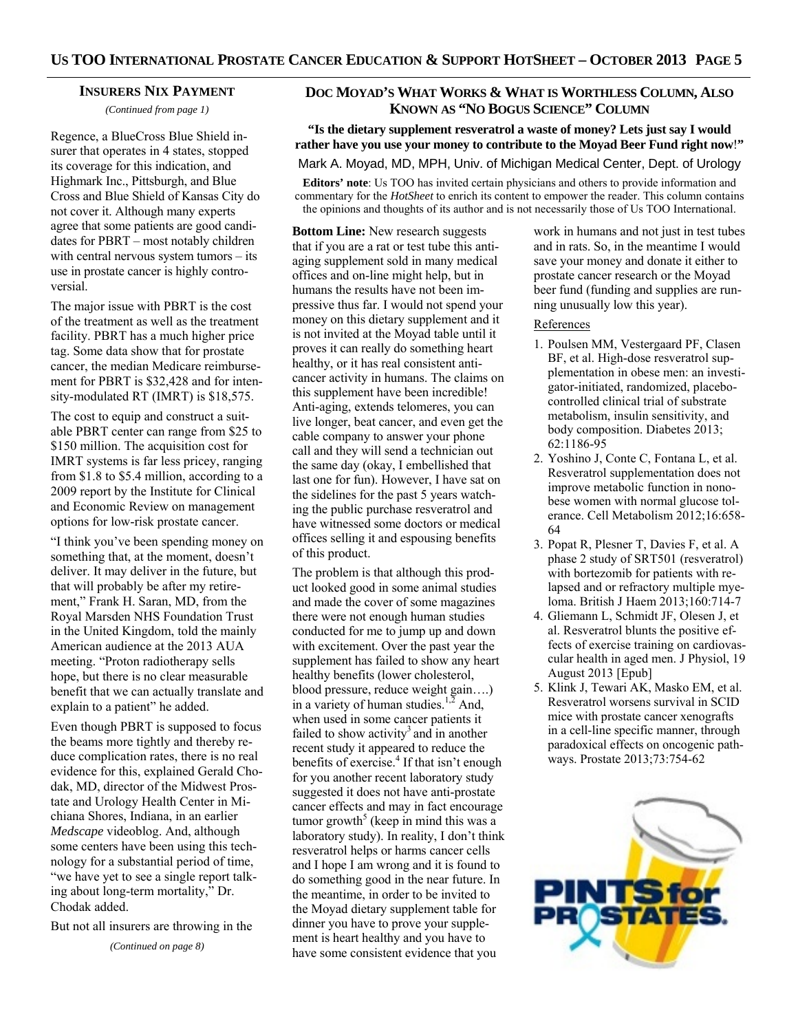## INSURERS NIX PAYMENT

*(Continued from page 1)*

Regence, a BlueCross Blue Shield insurer that operates in 4 states, stopped its coverage for this indication, and Highmark Inc., Pittsburgh, and Blue Cross and Blue Shield of Kansas City do not cover it. Although many experts agree that some patients are good candidates for PBRT – most notably children with central nervous system tumors – its use in prostate cancer is highly controversial.

The major issue with PBRT is the cost of the treatment as well as the treatment facility. PBRT has a much higher price tag. Some data show that for prostate cancer, the median Medicare reimbursement for PBRT is $32,428 and for intensity-modulated RT (IMRT) is $18,575.

The cost to equip and construct a suitable PBRT center can range from $25 to $150 million. The acquisition cost for IMRT systems is far less pricey, ranging from $1.8 to $5.4 million, according to a 2009 report by the Institute for Clinical and Economic Review on management options for low-risk prostate cancer.

"I think you've been spending money on something that, at the moment, doesn't deliver. It may deliver in the future, but that will probably be after my retirement," Frank H. Saran, MD, from the Royal Marsden NHS Foundation Trust in the United Kingdom, told the mainly American audience at the 2013 AUA meeting. "Proton radiotherapy sells hope, but there is no clear measurable benefit that we can actually translate and explain to a patient" he added.

Even though PBRT is supposed to focus the beams more tightly and thereby reduce complication rates, there is no real evidence for this, explained Gerald Chodak, MD, director of the Midwest Prostate and Urology Health Center in Michiana Shores, Indiana, in an earlier *Medscape* videoblog. And, although some centers have been using this technology for a substantial period of time, "we have yet to see a single report talking about long-term mortality," Dr. Chodak added.

But not all insurers are throwing in the

*(Continued on page 8)*

## DOC MOYAD'S WHAT WORKS & WHAT IS WORTHLESS COLUMN, ALSO KNOWN AS "NO BOGUS SCIENCE" COLUMN

**"Is the dietary supplement resveratrol a waste of money? Lets just say I would rather have you use your money to contribute to the Moyad Beer Fund right now!"**

Mark A. Moyad, MD, MPH, Univ. of Michigan Medical Center, Dept. of Urology

**Editors' note**: Us TOO has invited certain physicians and others to provide information and commentary for the *HotSheet* to enrich its content to empower the reader. This column contains the opinions and thoughts of its author and is not necessarily those of Us TOO International.

**Bottom Line:** New research suggests that if you are a rat or test tube this anti-aging supplement sold in many medical offices and on-line might help, but in humans the results have not been impressive thus far. I would not spend your money on this dietary supplement and it is not invited at the Moyad table until it proves it can really do something heart healthy, or it has real consistent anti-cancer activity in humans. The claims on this supplement have been incredible! Anti-aging, extends telomeres, you can live longer, beat cancer, and even get the cable company to answer your phone call and they will send a technician out the same day (okay, I embellished that last one for fun). However, I have sat on the sidelines for the past 5 years watching the public purchase resveratrol and have witnessed some doctors or medical offices selling it and espousing benefits of this product.

The problem is that although this product looked good in some animal studies and made the cover of some magazines there were not enough human studies conducted for me to jump up and down with excitement. Over the past year the supplement has failed to show any heart healthy benefits (lower cholesterol, blood pressure, reduce weight gain….) in a variety of human studies.[1,2] And, when used in some cancer patients it failed to show activity[3] and in another recent study it appeared to reduce the benefits of exercise.[4] If that isn't enough for you another recent laboratory study suggested it does not have anti-prostate cancer effects and may in fact encourage tumor growth[5] (keep in mind this was a laboratory study). In reality, I don't think resveratrol helps or harms cancer cells and I hope I am wrong and it is found to do something good in the near future. In the meantime, in order to be invited to the Moyad dietary supplement table for dinner you have to prove your supplement is heart healthy and you have to have some consistent evidence that you work in humans and not just in test tubes and in rats. So, in the meantime I would save your money and donate it either to prostate cancer research or the Moyad beer fund (funding and supplies are running unusually low this year).

References

1. Poulsen MM, Vestergaard PF, Clasen BF, et al. High-dose resveratrol supplementation in obese men: an investigator-initiated, randomized, placebo-controlled clinical trial of substrate metabolism, insulin sensitivity, and body composition. Diabetes 2013; 62:1186-95
2. Yoshino J, Conte C, Fontana L, et al. Resveratrol supplementation does not improve metabolic function in nonobese women with normal glucose tolerance. Cell Metabolism 2012;16:658-64
3. Popat R, Plesner T, Davies F, et al. A phase 2 study of SRT501 (resveratrol) with bortezomib for patients with relapsed and or refractory multiple myeloma. British J Haem 2013;160:714-7
4. Gliemann L, Schmidt JF, Olesen J, et al. Resveratrol blunts the positive effects of exercise training on cardiovascular health in aged men. J Physiol, 19 August 2013 [Epub]
5. Klink J, Tewari AK, Masko EM, et al. Resveratrol worsens survival in SCID mice with prostate cancer xenografts in a cell-line specific manner, through paradoxical effects on oncogenic pathways. Prostate 2013;73:754-62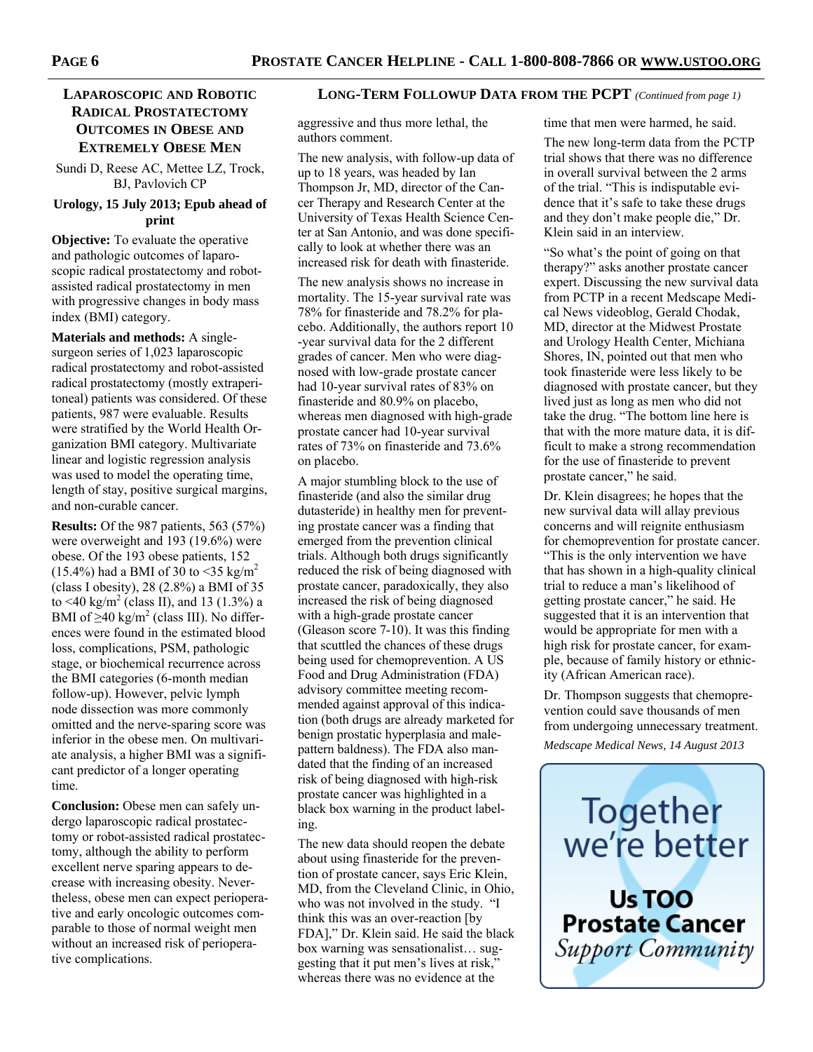## Laparoscopic and Robotic Radical Prostatectomy Outcomes in Obese and Extremely Obese Men

Sundi D, Reese AC, Mettee LZ, Trock, BJ, Pavlovich CP

**Urology, 15 July 2013; Epub ahead of print**

**Objective:** To evaluate the operative and pathologic outcomes of laparoscopic radical prostatectomy and robot-assisted radical prostatectomy in men with progressive changes in body mass index (BMI) category.

**Materials and methods:** A single-surgeon series of 1,023 laparoscopic radical prostatectomy and robot-assisted radical prostatectomy (mostly extraperitoneal) patients was considered. Of these patients, 987 were evaluable. Results were stratified by the World Health Organization BMI category. Multivariate linear and logistic regression analysis was used to model the operating time, length of stay, positive surgical margins, and non-curable cancer.

**Results:** Of the 987 patients, 563 (57%) were overweight and 193 (19.6%) were obese. Of the 193 obese patients, 152 (15.4%) had a BMI of 30 to <35 kg/m$^2$ (class I obesity), 28 (2.8%) a BMI of 35 to <40 kg/m$^2$ (class II), and 13 (1.3%) a BMI of ≥40 kg/m$^2$ (class III). No differences were found in the estimated blood loss, complications, PSM, pathologic stage, or biochemical recurrence across the BMI categories (6-month median follow-up). However, pelvic lymph node dissection was more commonly omitted and the nerve-sparing score was inferior in the obese men. On multivariate analysis, a higher BMI was a significant predictor of a longer operating time.

**Conclusion:** Obese men can safely undergo laparoscopic radical prostatectomy or robot-assisted radical prostatectomy, although the ability to perform excellent nerve sparing appears to decrease with increasing obesity. Nevertheless, obese men can expect perioperative and early oncologic outcomes comparable to those of normal weight men without an increased risk of perioperative complications.

## Long-Term Followup Data from the PCPT *(Continued from page 1)*

aggressive and thus more lethal, the authors comment.

The new analysis, with follow-up data of up to 18 years, was headed by Ian Thompson Jr, MD, director of the Cancer Therapy and Research Center at the University of Texas Health Science Center at San Antonio, and was done specifically to look at whether there was an increased risk for death with finasteride.

The new analysis shows no increase in mortality. The 15-year survival rate was 78% for finasteride and 78.2% for placebo. Additionally, the authors report 10-year survival data for the 2 different grades of cancer. Men who were diagnosed with low-grade prostate cancer had 10-year survival rates of 83% on finasteride and 80.9% on placebo, whereas men diagnosed with high-grade prostate cancer had 10-year survival rates of 73% on finasteride and 73.6% on placebo.

A major stumbling block to the use of finasteride (and also the similar drug dutasteride) in healthy men for preventing prostate cancer was a finding that emerged from the prevention clinical trials. Although both drugs significantly reduced the risk of being diagnosed with prostate cancer, paradoxically, they also increased the risk of being diagnosed with a high-grade prostate cancer (Gleason score 7-10). It was this finding that scuttled the chances of these drugs being used for chemoprevention. A US Food and Drug Administration (FDA) advisory committee meeting recommended against approval of this indication (both drugs are already marketed for benign prostatic hyperplasia and male-pattern baldness). The FDA also mandated that the finding of an increased risk of being diagnosed with high-risk prostate cancer was highlighted in a black box warning in the product labeling.

The new data should reopen the debate about using finasteride for the prevention of prostate cancer, says Eric Klein, MD, from the Cleveland Clinic, in Ohio, who was not involved in the study. "I think this was an over-reaction [by FDA]," Dr. Klein said. He said the black box warning was sensationalist… suggesting that it put men's lives at risk," whereas there was no evidence at the time that men were harmed, he said.

The new long-term data from the PCTP trial shows that there was no difference in overall survival between the 2 arms of the trial. "This is indisputable evidence that it's safe to take these drugs and they don't make people die," Dr. Klein said in an interview.

"So what's the point of going on that therapy?" asks another prostate cancer expert. Discussing the new survival data from PCTP in a recent Medscape Medical News videoblog, Gerald Chodak, MD, director at the Midwest Prostate and Urology Health Center, Michiana Shores, IN, pointed out that men who took finasteride were less likely to be diagnosed with prostate cancer, but they lived just as long as men who did not take the drug. "The bottom line here is that with the more mature data, it is difficult to make a strong recommendation for the use of finasteride to prevent prostate cancer," he said.

Dr. Klein disagrees; he hopes that the new survival data will allay previous concerns and will reignite enthusiasm for chemoprevention for prostate cancer. "This is the only intervention we have that has shown in a high-quality clinical trial to reduce a man's likelihood of getting prostate cancer," he said. He suggested that it is an intervention that would be appropriate for men with a high risk for prostate cancer, for example, because of family history or ethnicity (African American race).

Dr. Thompson suggests that chemoprevention could save thousands of men from undergoing unnecessary treatment.

*Medscape Medical News, 14 August 2013*

Together we're better

**Us TOO Prostate Cancer** *Support Community*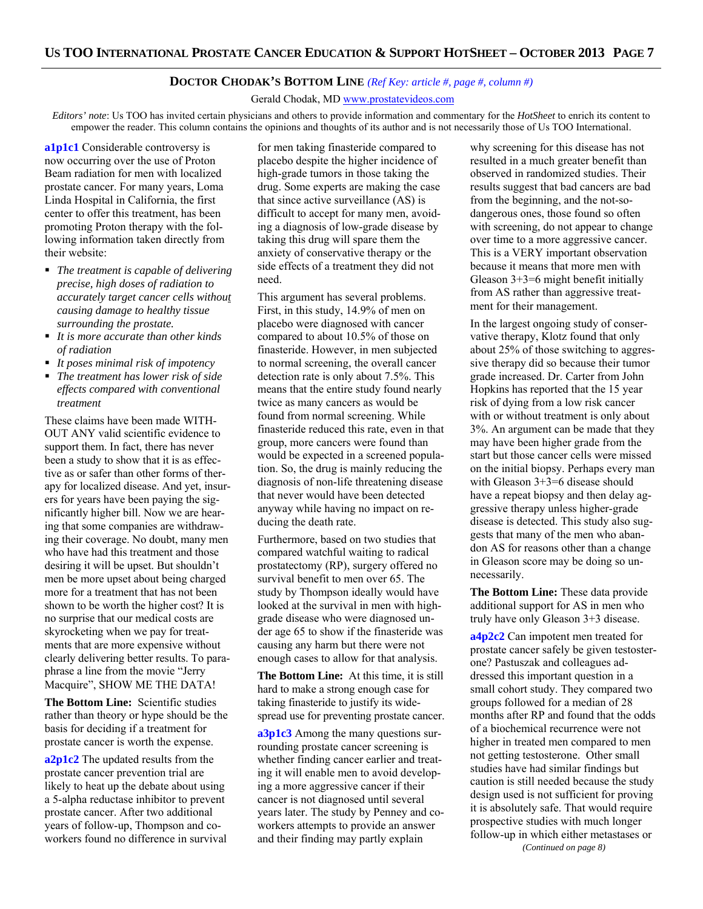## Doctor Chodak's Bottom Line *(Ref Key: article #, page #, column #)*

Gerald Chodak, MD www.prostatevideos.com

*Editors' note*: Us TOO has invited certain physicians and others to provide information and commentary for the *HotSheet* to enrich its content to empower the reader. This column contains the opinions and thoughts of its author and is not necessarily those of Us TOO International.

**a1p1c1** Considerable controversy is now occurring over the use of Proton Beam radiation for men with localized prostate cancer. For many years, Loma Linda Hospital in California, the first center to offer this treatment, has been promoting Proton therapy with the following information taken directly from their website:

- *The treatment is capable of delivering precise, high doses of radiation to accurately target cancer cells without causing damage to healthy tissue surrounding the prostate.*
- *It is more accurate than other kinds of radiation*
- *It poses minimal risk of impotency*
- *The treatment has lower risk of side effects compared with conventional treatment*

These claims have been made WITHOUT ANY valid scientific evidence to support them. In fact, there has never been a study to show that it is as effective as or safer than other forms of therapy for localized disease. And yet, insurers for years have been paying the significantly higher bill. Now we are hearing that some companies are withdrawing their coverage. No doubt, many men who have had this treatment and those desiring it will be upset. But shouldn't men be more upset about being charged more for a treatment that has not been shown to be worth the higher cost? It is no surprise that our medical costs are skyrocketing when we pay for treatments that are more expensive without clearly delivering better results. To paraphrase a line from the movie "Jerry Macquire", SHOW ME THE DATA!

**The Bottom Line:** Scientific studies rather than theory or hype should be the basis for deciding if a treatment for prostate cancer is worth the expense.

**a2p1c2** The updated results from the prostate cancer prevention trial are likely to heat up the debate about using a 5-alpha reductase inhibitor to prevent prostate cancer. After two additional years of follow-up, Thompson and coworkers found no difference in survival for men taking finasteride compared to placebo despite the higher incidence of high-grade tumors in those taking the drug. Some experts are making the case that since active surveillance (AS) is difficult to accept for many men, avoiding a diagnosis of low-grade disease by taking this drug will spare them the anxiety of conservative therapy or the side effects of a treatment they did not need.

This argument has several problems. First, in this study, 14.9% of men on placebo were diagnosed with cancer compared to about 10.5% of those on finasteride. However, in men subjected to normal screening, the overall cancer detection rate is only about 7.5%. This means that the entire study found nearly twice as many cancers as would be found from normal screening. While finasteride reduced this rate, even in that group, more cancers were found than would be expected in a screened population. So, the drug is mainly reducing the diagnosis of non-life threatening disease that never would have been detected anyway while having no impact on reducing the death rate.

Furthermore, based on two studies that compared watchful waiting to radical prostatectomy (RP), surgery offered no survival benefit to men over 65. The study by Thompson ideally would have looked at the survival in men with high-grade disease who were diagnosed under age 65 to show if the finasteride was causing any harm but there were not enough cases to allow for that analysis.

**The Bottom Line:** At this time, it is still hard to make a strong enough case for taking finasteride to justify its widespread use for preventing prostate cancer.

**a3p1c3** Among the many questions surrounding prostate cancer screening is whether finding cancer earlier and treating it will enable men to avoid developing a more aggressive cancer if their cancer is not diagnosed until several years later. The study by Penney and coworkers attempts to provide an answer and their finding may partly explain why screening for this disease has not resulted in a much greater benefit than observed in randomized studies. Their results suggest that bad cancers are bad from the beginning, and the not-so-dangerous ones, those found so often with screening, do not appear to change over time to a more aggressive cancer. This is a VERY important observation because it means that more men with Gleason 3+3=6 might benefit initially from AS rather than aggressive treatment for their management.

In the largest ongoing study of conservative therapy, Klotz found that only about 25% of those switching to aggressive therapy did so because their tumor grade increased. Dr. Carter from John Hopkins has reported that the 15 year risk of dying from a low risk cancer with or without treatment is only about 3%. An argument can be made that they may have been higher grade from the start but those cancer cells were missed on the initial biopsy. Perhaps every man with Gleason 3+3=6 disease should have a repeat biopsy and then delay aggressive therapy unless higher-grade disease is detected. This study also suggests that many of the men who abandon AS for reasons other than a change in Gleason score may be doing so unnecessarily.

**The Bottom Line:** These data provide additional support for AS in men who truly have only Gleason 3+3 disease.

**a4p2c2** Can impotent men treated for prostate cancer safely be given testosterone? Pastuszak and colleagues addressed this important question in a small cohort study. They compared two groups followed for a median of 28 months after RP and found that the odds of a biochemical recurrence were not higher in treated men compared to men not getting testosterone. Other small studies have had similar findings but caution is still needed because the study design used is not sufficient for proving it is absolutely safe. That would require prospective studies with much longer follow-up in which either metastases or

*(Continued on page 8)*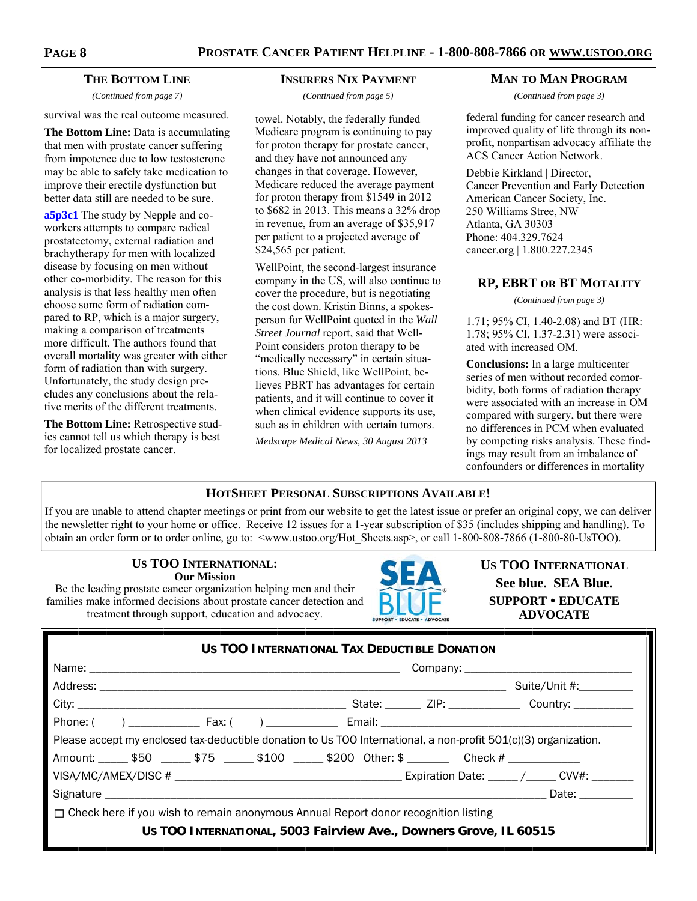### THE BOTTOM LINE

*(Continued from page 7)*

survival was the real outcome measured.

**The Bottom Line:** Data is accumulating that men with prostate cancer suffering from impotence due to low testosterone may be able to safely take medication to improve their erectile dysfunction but better data still are needed to be sure.

**a5p3c1** The study by Nepple and co-workers attempts to compare radical prostatectomy, external radiation and brachytherapy for men with localized disease by focusing on men without other co-morbidity. The reason for this analysis is that less healthy men often choose some form of radiation compared to RP, which is a major surgery, making a comparison of treatments more difficult. The authors found that overall mortality was greater with either form of radiation than with surgery. Unfortunately, the study design precludes any conclusions about the relative merits of the different treatments.

**The Bottom Line:** Retrospective studies cannot tell us which therapy is best for localized prostate cancer.

### INSURERS NIX PAYMENT

*(Continued from page 5)*

towel. Notably, the federally funded Medicare program is continuing to pay for proton therapy for prostate cancer, and they have not announced any changes in that coverage. However, Medicare reduced the average payment for proton therapy from $1549 in 2012 to $682 in 2013. This means a 32% drop in revenue, from an average of $35,917 per patient to a projected average of $24,565 per patient.

WellPoint, the second-largest insurance company in the US, will also continue to cover the procedure, but is negotiating the cost down. Kristin Binns, a spokesperson for WellPoint quoted in the *Wall Street Journal* report, said that WellPoint considers proton therapy to be "medically necessary" in certain situations. Blue Shield, like WellPoint, believes PBRT has advantages for certain patients, and it will continue to cover it when clinical evidence supports its use, such as in children with certain tumors.

*Medscape Medical News, 30 August 2013*

### MAN TO MAN PROGRAM

*(Continued from page 3)*

federal funding for cancer research and improved quality of life through its non-profit, nonpartisan advocacy affiliate the ACS Cancer Action Network.

Debbie Kirkland | Director,
Cancer Prevention and Early Detection
American Cancer Society, Inc.
250 Williams Stree, NW
Atlanta, GA 30303
Phone: 404.329.7624
cancer.org | 1.800.227.2345

### RP, EBRT OR BT MOTALITY

*(Continued from page 3)*

1.71; 95% CI, 1.40-2.08) and BT (HR: 1.78; 95% CI, 1.37-2.31) were associated with increased OM.

**Conclusions:** In a large multicenter series of men without recorded comorbidity, both forms of radiation therapy were associated with an increase in OM compared with surgery, but there were no differences in PCM when evaluated by competing risks analysis. These findings may result from an imbalance of confounders or differences in mortality

### HOTSHEET PERSONAL SUBSCRIPTIONS AVAILABLE!

If you are unable to attend chapter meetings or print from our website to get the latest issue or prefer an original copy, we can deliver the newsletter right to your home or office. Receive 12 issues for a 1-year subscription of $35 (includes shipping and handling). To obtain an order form or to order online, go to: <www.ustoo.org/Hot_Sheets.asp>, or call 1-800-808-7866 (1-800-80-UsTOO).

**US TOO INTERNATIONAL:**
**Our Mission**
Be the leading prostate cancer organization helping men and their families make informed decisions about prostate cancer detection and treatment through support, education and advocacy.

**US TOO INTERNATIONAL**
**See blue. SEA Blue.**
**SUPPORT • EDUCATE ADVOCATE**

### US TOO INTERNATIONAL TAX DEDUCTIBLE DONATION

Name: ______________________ Company: ______________________

Address: ______________________ Suite/Unit #:__________

City: ______________________ State: ______ ZIP: ____________ Country: __________

Phone: (    ) ____________ Fax: (    ) ____________ Email: ______________________

Please accept my enclosed tax-deductible donation to Us TOO International, a non-profit 501(c)(3) organization.

Amount: _____ $50 _____ $75 _____ $100 _____ $200 Other: $ _______ Check # ____________

VISA/MC/AMEX/DISC # ______________________ Expiration Date: _____ /_____ CVV#: _______

Signature ______________________ Date: _________

☐ Check here if you wish to remain anonymous Annual Report donor recognition listing

**US TOO INTERNATIONAL, 5003 Fairview Ave., Downers Grove, IL 60515**